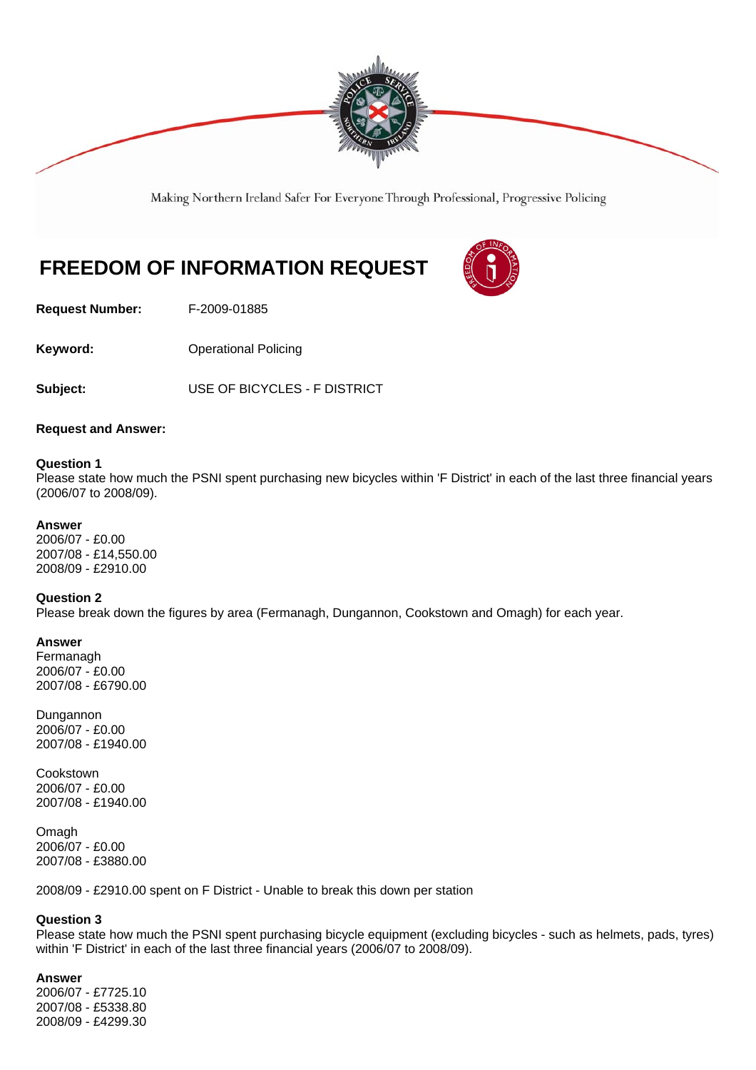Making Northern Ireland Safer For Everyone Through Professional, Progressive Policing

# FREEDOM OF INFORMATION REQUEST

**Request Number:** F-2009-01885

**Keyword:** Operational Policing

**Subject:** USE OF BICYCLES - F DISTRICT

**Request and Answer:**

**Question 1**
Please state how much the PSNI spent purchasing new bicycles within 'F District' in each of the last three financial years (2006/07 to 2008/09).

**Answer**
2006/07 - £0.00
2007/08 - £14,550.00
2008/09 - £2910.00

**Question 2**
Please break down the figures by area (Fermanagh, Dungannon, Cookstown and Omagh) for each year.

**Answer**
Fermanagh
2006/07 - £0.00
2007/08 - £6790.00

Dungannon
2006/07 - £0.00
2007/08 - £1940.00

Cookstown
2006/07 - £0.00
2007/08 - £1940.00

Omagh
2006/07 - £0.00
2007/08 - £3880.00

2008/09 - £2910.00 spent on F District - Unable to break this down per station

**Question 3**
Please state how much the PSNI spent purchasing bicycle equipment (excluding bicycles - such as helmets, pads, tyres) within 'F District' in each of the last three financial years (2006/07 to 2008/09).

**Answer**
2006/07 - £7725.10
2007/08 - £5338.80
2008/09 - £4299.30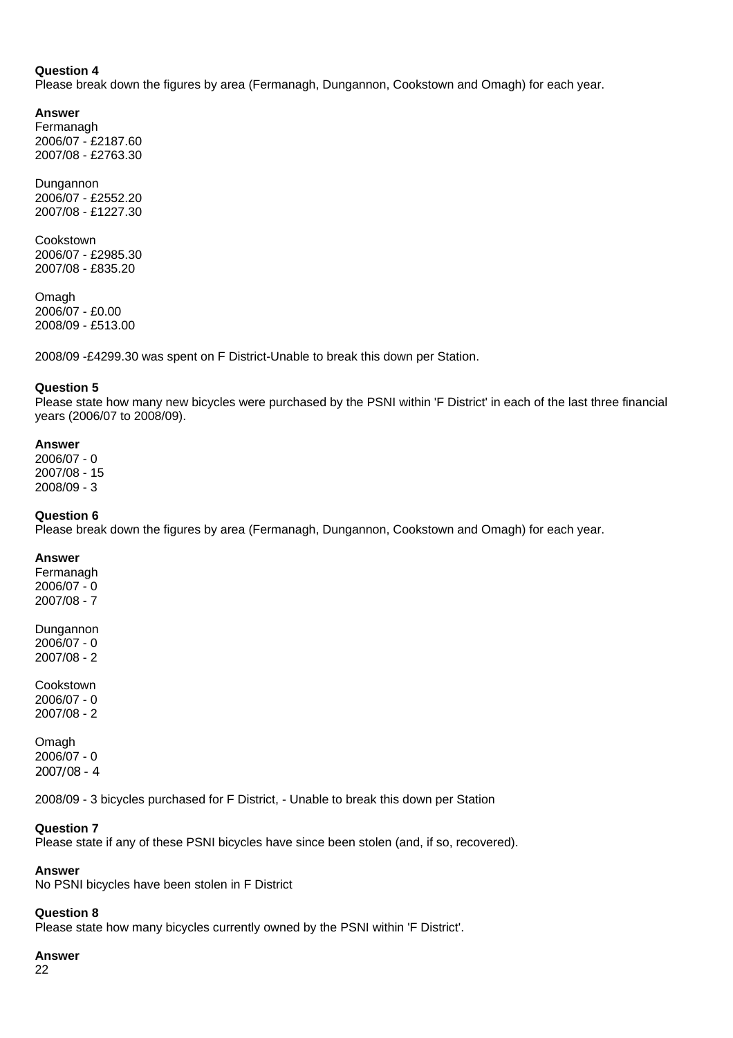**Question 4**
Please break down the figures by area (Fermanagh, Dungannon, Cookstown and Omagh) for each year.

**Answer**
Fermanagh
2006/07 - £2187.60
2007/08 - £2763.30

Dungannon
2006/07 - £2552.20
2007/08 - £1227.30

Cookstown
2006/07 - £2985.30
2007/08 - £835.20

Omagh
2006/07 - £0.00
2008/09 - £513.00

2008/09 -£4299.30 was spent on F District-Unable to break this down per Station.

**Question 5**
Please state how many new bicycles were purchased by the PSNI within 'F District' in each of the last three financial years (2006/07 to 2008/09).

**Answer**
2006/07 - 0
2007/08 - 15
2008/09 - 3

**Question 6**
Please break down the figures by area (Fermanagh, Dungannon, Cookstown and Omagh) for each year.

**Answer**
Fermanagh
2006/07 - 0
2007/08 - 7

Dungannon
2006/07 - 0
2007/08 - 2

Cookstown
2006/07 - 0
2007/08 - 2

Omagh
2006/07 - 0
2007/08 - 4

2008/09 - 3 bicycles purchased for F District, - Unable to break this down per Station

**Question 7**
Please state if any of these PSNI bicycles have since been stolen (and, if so, recovered).

**Answer**
No PSNI bicycles have been stolen in F District

**Question 8**
Please state how many bicycles currently owned by the PSNI within 'F District'.

**Answer**
22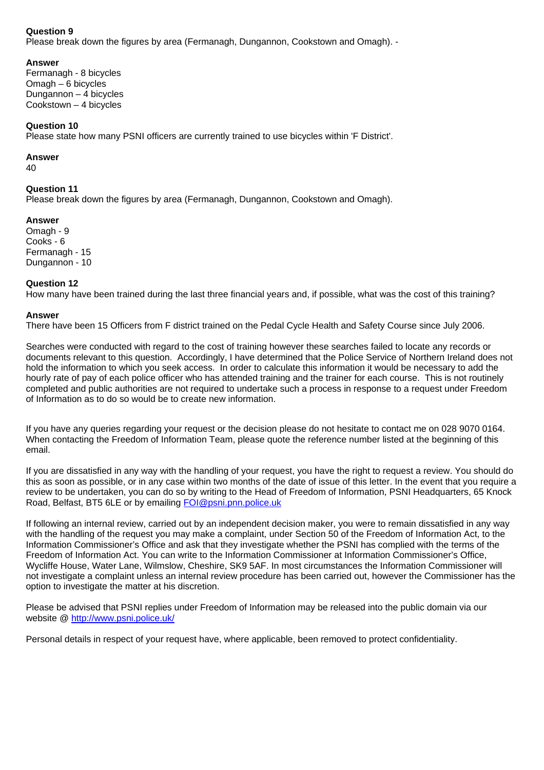**Question 9**
Please break down the figures by area (Fermanagh, Dungannon, Cookstown and Omagh). -

**Answer**
Fermanagh - 8 bicycles
Omagh – 6 bicycles
Dungannon – 4 bicycles
Cookstown – 4 bicycles

**Question 10**
Please state how many PSNI officers are currently trained to use bicycles within 'F District'.

**Answer**
40

**Question 11**
Please break down the figures by area (Fermanagh, Dungannon, Cookstown and Omagh).

**Answer**
Omagh - 9
Cooks - 6
Fermanagh - 15
Dungannon - 10

**Question 12**
How many have been trained during the last three financial years and, if possible, what was the cost of this training?

**Answer**
There have been 15 Officers from F district trained on the Pedal Cycle Health and Safety Course since July 2006.

Searches were conducted with regard to the cost of training however these searches failed to locate any records or documents relevant to this question. Accordingly, I have determined that the Police Service of Northern Ireland does not hold the information to which you seek access. In order to calculate this information it would be necessary to add the hourly rate of pay of each police officer who has attended training and the trainer for each course. This is not routinely completed and public authorities are not required to undertake such a process in response to a request under Freedom of Information as to do so would be to create new information.

If you have any queries regarding your request or the decision please do not hesitate to contact me on 028 9070 0164. When contacting the Freedom of Information Team, please quote the reference number listed at the beginning of this email.

If you are dissatisfied in any way with the handling of your request, you have the right to request a review. You should do this as soon as possible, or in any case within two months of the date of issue of this letter. In the event that you require a review to be undertaken, you can do so by writing to the Head of Freedom of Information, PSNI Headquarters, 65 Knock Road, Belfast, BT5 6LE or by emailing FOI@psni.pnn.police.uk

If following an internal review, carried out by an independent decision maker, you were to remain dissatisfied in any way with the handling of the request you may make a complaint, under Section 50 of the Freedom of Information Act, to the Information Commissioner's Office and ask that they investigate whether the PSNI has complied with the terms of the Freedom of Information Act. You can write to the Information Commissioner at Information Commissioner's Office, Wycliffe House, Water Lane, Wilmslow, Cheshire, SK9 5AF. In most circumstances the Information Commissioner will not investigate a complaint unless an internal review procedure has been carried out, however the Commissioner has the option to investigate the matter at his discretion.

Please be advised that PSNI replies under Freedom of Information may be released into the public domain via our website @ http://www.psni.police.uk/

Personal details in respect of your request have, where applicable, been removed to protect confidentiality.